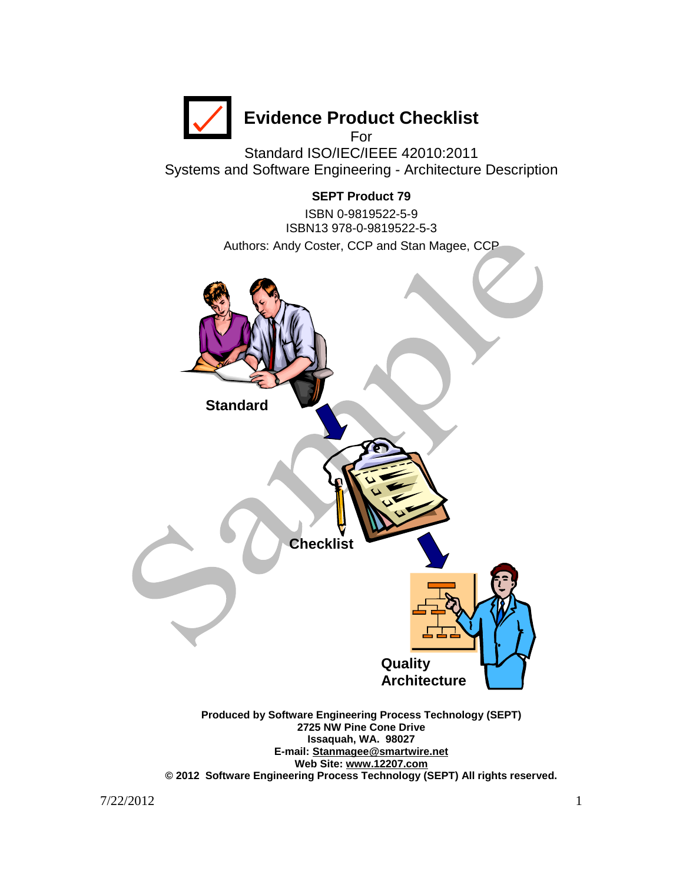# Evidence Product Checklist

For

Standard ISO/IEC/IEEE 42010:2011

Systems and Software Engineering - Architecture Description

**SEPT Product 79**

ISBN 0-9819522-5-9

ISBN13 978-0-9819522-5-3

Authors: Andy Coster, CCP and Stan Magee, CCP

**Standard**

**Checklist**

**Quality Architecture**

**Produced by Software Engineering Process Technology (SEPT)**
**2725 NW Pine Cone Drive**
**Issaquah, WA. 98027**
**E-mail: Stanmagee@smartwire.net**
**Web Site: www.12207.com**
**© 2012 Software Engineering Process Technology (SEPT) All rights reserved.**

7/22/2012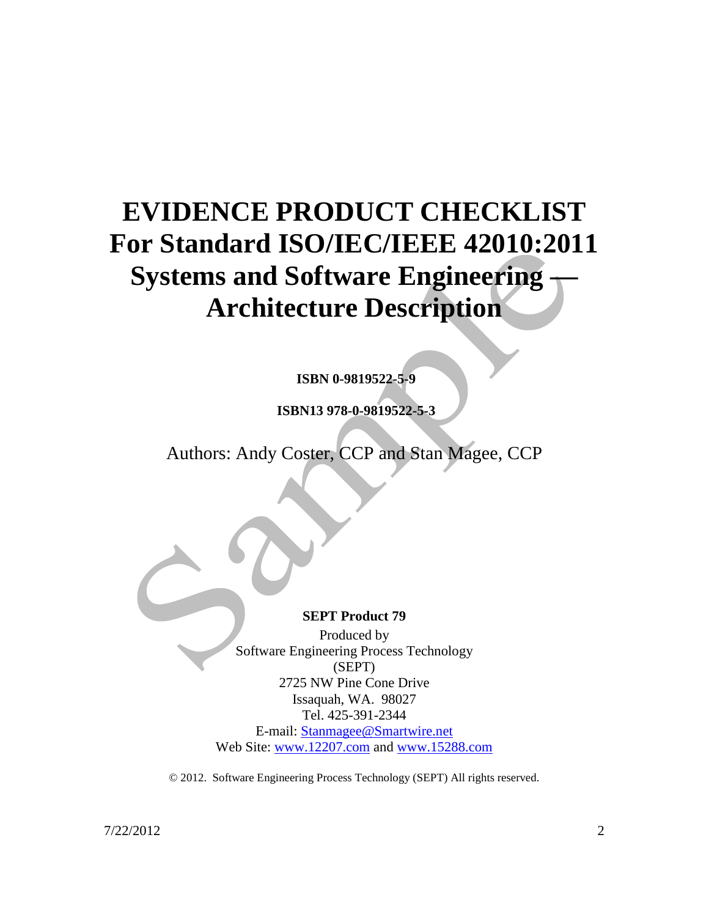# EVIDENCE PRODUCT CHECKLIST For Standard ISO/IEC/IEEE 42010:2011 Systems and Software Engineering — Architecture Description

**ISBN 0-9819522-5-9**

**ISBN13 978-0-9819522-5-3**

Authors: Andy Coster, CCP and Stan Magee, CCP

**SEPT Product 79**

Produced by
Software Engineering Process Technology
(SEPT)
2725 NW Pine Cone Drive
Issaquah, WA. 98027
Tel. 425-391-2344
E-mail: Stanmagee@Smartwire.net
Web Site: www.12207.com and www.15288.com

© 2012. Software Engineering Process Technology (SEPT) All rights reserved.

7/22/2012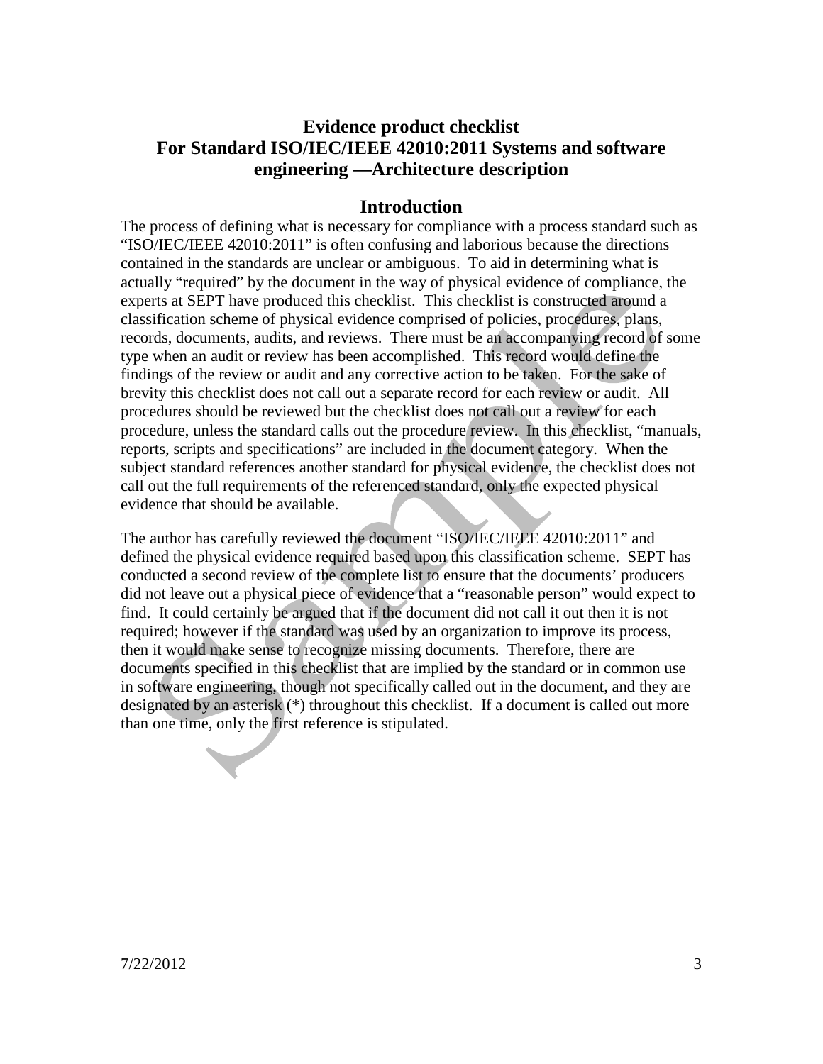# Evidence product checklist
# For Standard ISO/IEC/IEEE 42010:2011 Systems and software engineering —Architecture description

## Introduction

The process of defining what is necessary for compliance with a process standard such as "ISO/IEC/IEEE 42010:2011" is often confusing and laborious because the directions contained in the standards are unclear or ambiguous. To aid in determining what is actually "required" by the document in the way of physical evidence of compliance, the experts at SEPT have produced this checklist. This checklist is constructed around a classification scheme of physical evidence comprised of policies, procedures, plans, records, documents, audits, and reviews. There must be an accompanying record of some type when an audit or review has been accomplished. This record would define the findings of the review or audit and any corrective action to be taken. For the sake of brevity this checklist does not call out a separate record for each review or audit. All procedures should be reviewed but the checklist does not call out a review for each procedure, unless the standard calls out the procedure review. In this checklist, "manuals, reports, scripts and specifications" are included in the document category. When the subject standard references another standard for physical evidence, the checklist does not call out the full requirements of the referenced standard, only the expected physical evidence that should be available.

The author has carefully reviewed the document "ISO/IEC/IEEE 42010:2011" and defined the physical evidence required based upon this classification scheme. SEPT has conducted a second review of the complete list to ensure that the documents' producers did not leave out a physical piece of evidence that a "reasonable person" would expect to find. It could certainly be argued that if the document did not call it out then it is not required; however if the standard was used by an organization to improve its process, then it would make sense to recognize missing documents. Therefore, there are documents specified in this checklist that are implied by the standard or in common use in software engineering, though not specifically called out in the document, and they are designated by an asterisk (*) throughout this checklist. If a document is called out more than one time, only the first reference is stipulated.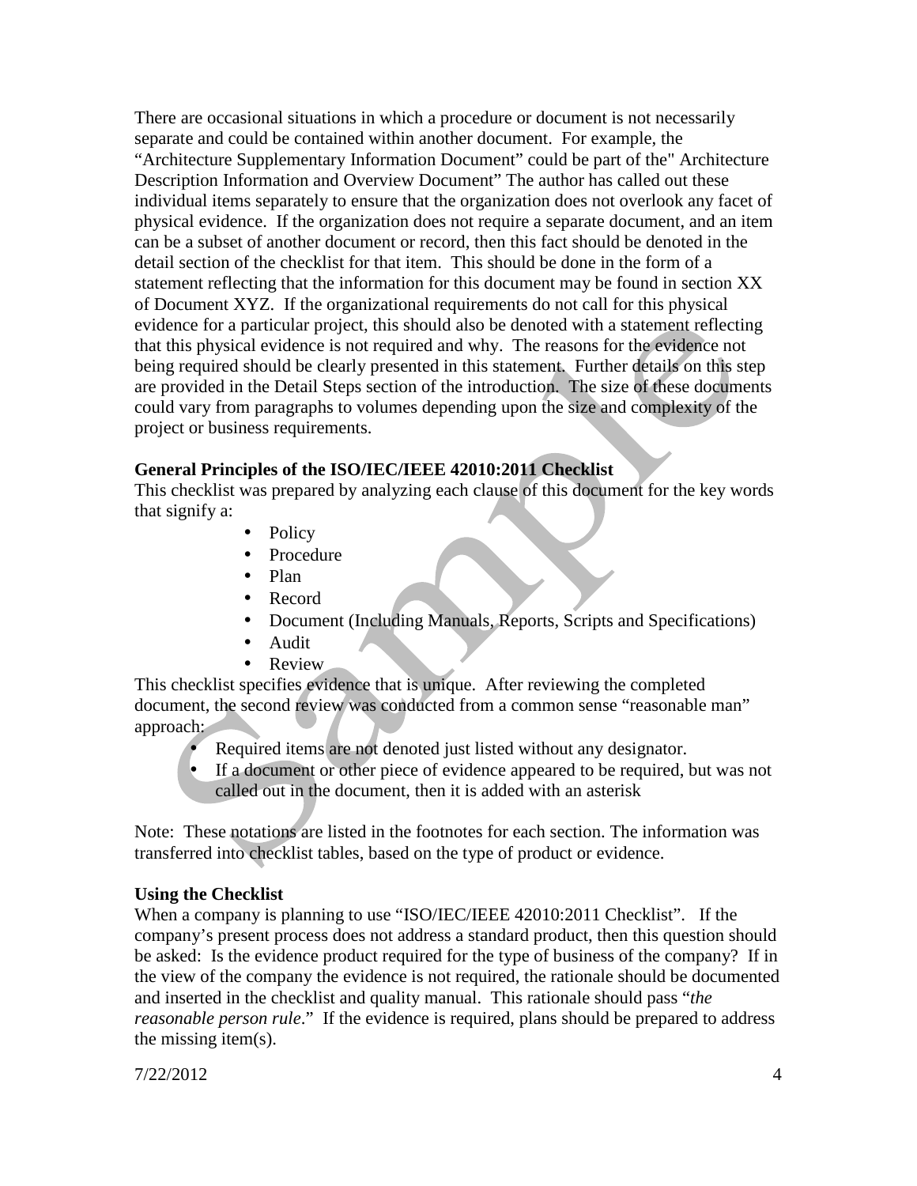There are occasional situations in which a procedure or document is not necessarily separate and could be contained within another document. For example, the "Architecture Supplementary Information Document" could be part of the" Architecture Description Information and Overview Document" The author has called out these individual items separately to ensure that the organization does not overlook any facet of physical evidence. If the organization does not require a separate document, and an item can be a subset of another document or record, then this fact should be denoted in the detail section of the checklist for that item. This should be done in the form of a statement reflecting that the information for this document may be found in section XX of Document XYZ. If the organizational requirements do not call for this physical evidence for a particular project, this should also be denoted with a statement reflecting that this physical evidence is not required and why. The reasons for the evidence not being required should be clearly presented in this statement. Further details on this step are provided in the Detail Steps section of the introduction. The size of these documents could vary from paragraphs to volumes depending upon the size and complexity of the project or business requirements.

**General Principles of the ISO/IEC/IEEE 42010:2011 Checklist**

This checklist was prepared by analyzing each clause of this document for the key words that signify a:

- Policy
- Procedure
- Plan
- Record
- Document (Including Manuals, Reports, Scripts and Specifications)
- Audit
- Review

This checklist specifies evidence that is unique. After reviewing the completed document, the second review was conducted from a common sense "reasonable man" approach:

- Required items are not denoted just listed without any designator.
- If a document or other piece of evidence appeared to be required, but was not called out in the document, then it is added with an asterisk

Note: These notations are listed in the footnotes for each section. The information was transferred into checklist tables, based on the type of product or evidence.

**Using the Checklist**

When a company is planning to use "ISO/IEC/IEEE 42010:2011 Checklist". If the company's present process does not address a standard product, then this question should be asked: Is the evidence product required for the type of business of the company? If in the view of the company the evidence is not required, the rationale should be documented and inserted in the checklist and quality manual. This rationale should pass "*the reasonable person rule*." If the evidence is required, plans should be prepared to address the missing item(s).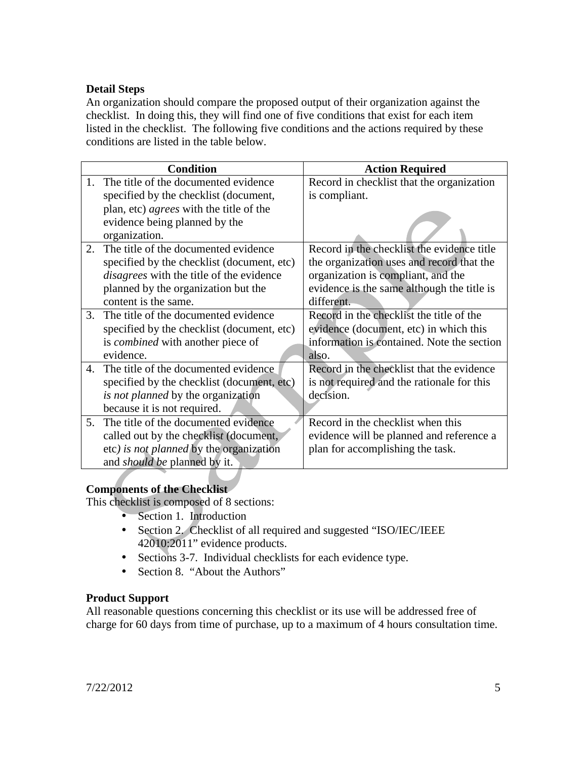**Detail Steps**

An organization should compare the proposed output of their organization against the checklist. In doing this, they will find one of five conditions that exist for each item listed in the checklist. The following five conditions and the actions required by these conditions are listed in the table below.

| Condition | Action Required |
|---|---|
| 1. The title of the documented evidence specified by the checklist (document, plan, etc) *agrees* with the title of the evidence being planned by the organization. | Record in checklist that the organization is compliant. |
| 2. The title of the documented evidence specified by the checklist (document, etc) *disagrees* with the title of the evidence planned by the organization but the content is the same. | Record in the checklist the evidence title the organization uses and record that the organization is compliant, and the evidence is the same although the title is different. |
| 3. The title of the documented evidence specified by the checklist (document, etc) is *combined* with another piece of evidence. | Record in the checklist the title of the evidence (document, etc) in which this information is contained. Note the section also. |
| 4. The title of the documented evidence specified by the checklist (document, etc) *is not planned* by the organization because it is not required. | Record in the checklist that the evidence is not required and the rationale for this decision. |
| 5. The title of the documented evidence called out by the checklist (document, etc) *is not planned* by the organization and *should be* planned by it. | Record in the checklist when this evidence will be planned and reference a plan for accomplishing the task. |

**Components of the Checklist**

This checklist is composed of 8 sections:

- Section 1. Introduction
- Section 2. Checklist of all required and suggested "ISO/IEC/IEEE 42010:2011" evidence products.
- Sections 3-7. Individual checklists for each evidence type.
- Section 8. "About the Authors"

**Product Support**

All reasonable questions concerning this checklist or its use will be addressed free of charge for 60 days from time of purchase, up to a maximum of 4 hours consultation time.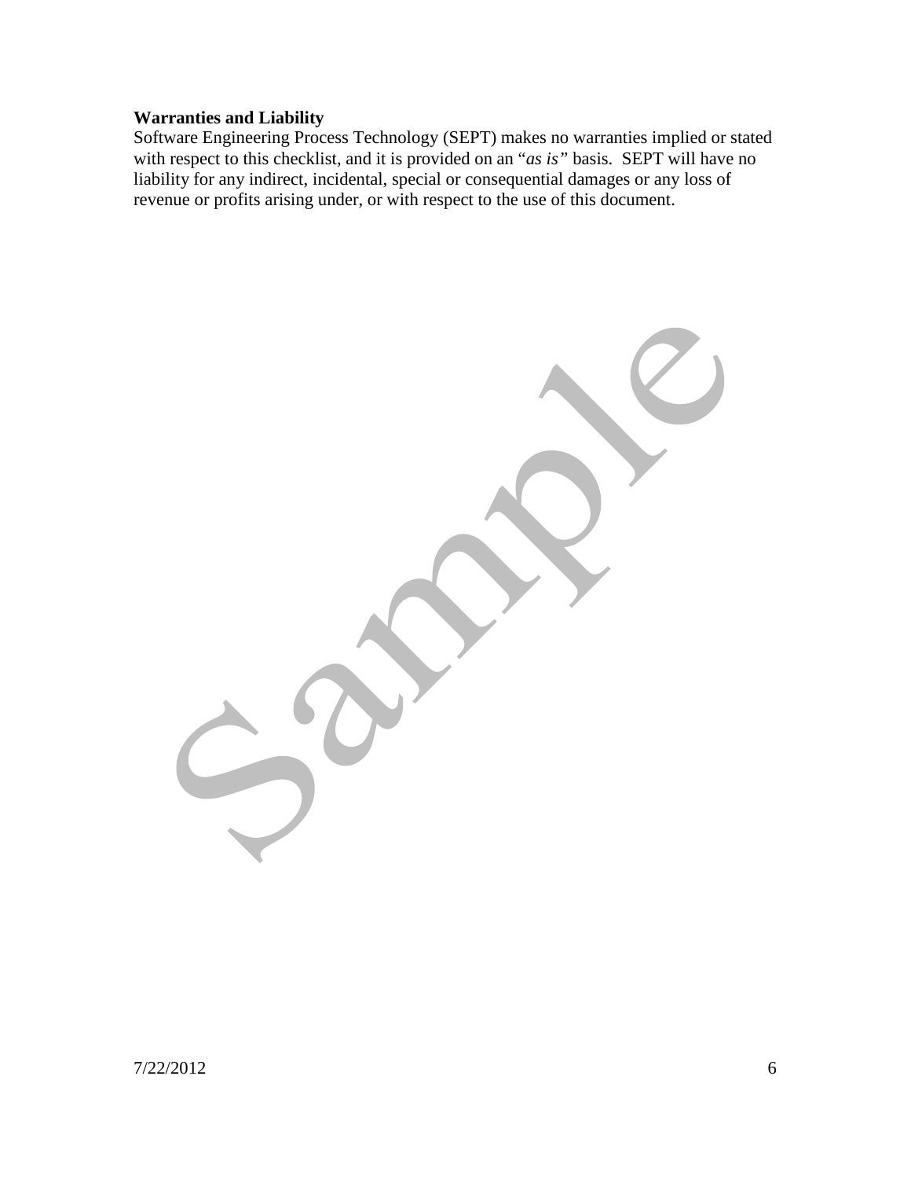**Warranties and Liability**

Software Engineering Process Technology (SEPT) makes no warranties implied or stated with respect to this checklist, and it is provided on an "*as is"* basis. SEPT will have no liability for any indirect, incidental, special or consequential damages or any loss of revenue or profits arising under, or with respect to the use of this document.

7/22/2012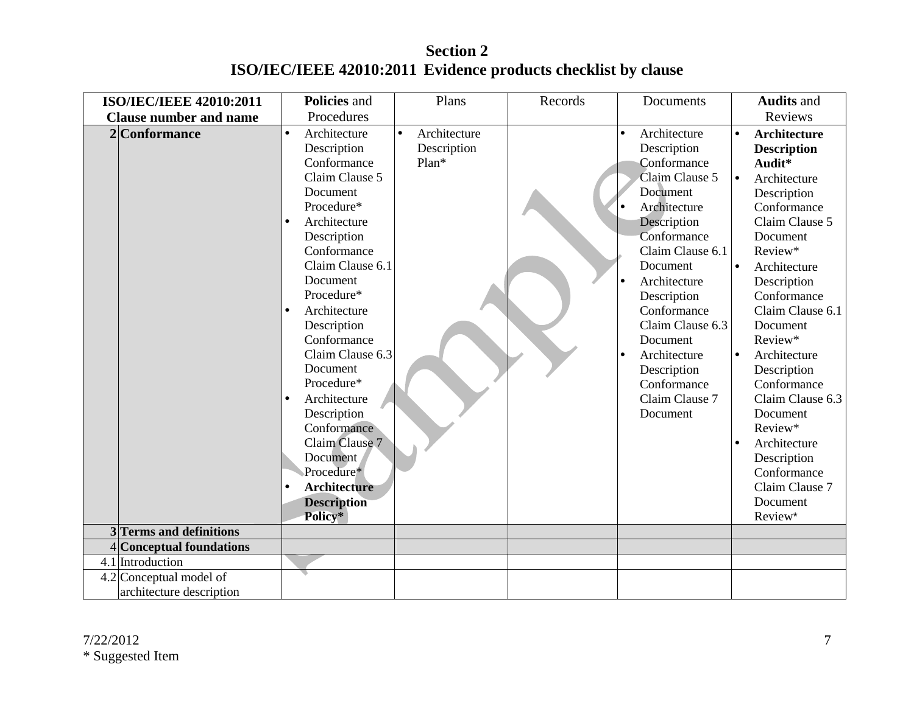# Section 2
# ISO/IEC/IEEE 42010:2011 Evidence products checklist by clause

| ISO/IEC/IEEE 42010:2011 Clause number and name | | Policies and Procedures | Plans | Records | Documents | Audits and Reviews |
|---|---|---|---|---|---|---|
| 2 | **Conformance** | • Architecture Description Conformance Claim Clause 5 Document Procedure*<br>• Architecture Description Conformance Claim Clause 6.1 Document Procedure*<br>• Architecture Description Conformance Claim Clause 6.3 Document Procedure*<br>• Architecture Description Conformance Claim Clause 7 Document Procedure*<br>• **Architecture Description Policy*** | • Architecture Description Plan* | | • Architecture Description Conformance Claim Clause 5 Document<br>• Architecture Description Conformance Claim Clause 6.1 Document<br>• Architecture Description Conformance Claim Clause 6.3 Document<br>• Architecture Description Conformance Claim Clause 7 Document | • **Architecture Description Audit***<br>• Architecture Description Conformance Claim Clause 5 Document Review*<br>• Architecture Description Conformance Claim Clause 6.1 Document Review*<br>• Architecture Description Conformance Claim Clause 6.3 Document Review*<br>• Architecture Description Conformance Claim Clause 7 Document Review* |
| 3 | **Terms and definitions** | | | | | |
| 4 | **Conceptual foundations** | | | | | |
| 4.1 | Introduction | | | | | |
| 4.2 | Conceptual model of architecture description | | | | | |

7/22/2012

* Suggested Item